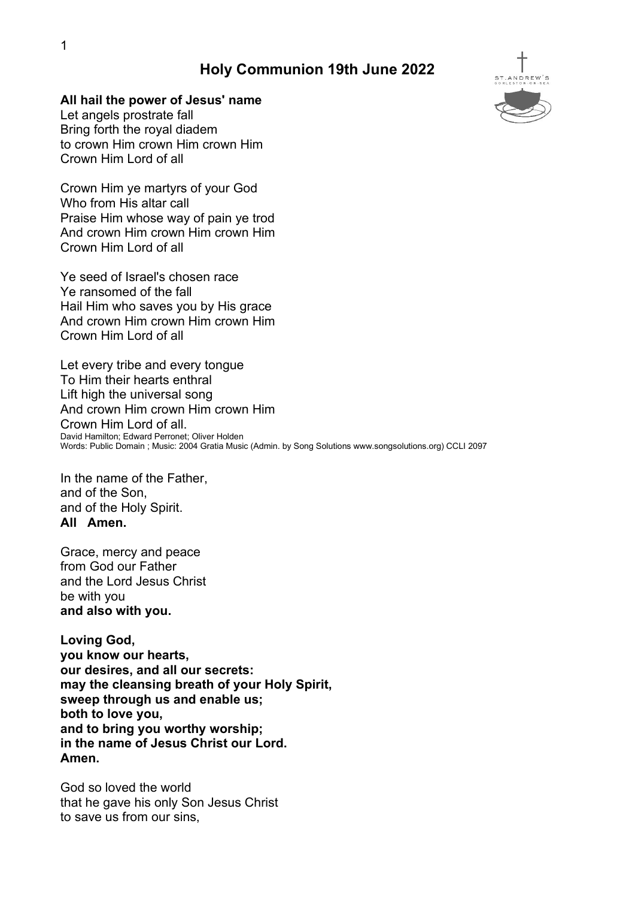# Holy Communion 19th June 2022

**All hail the power of Jesus' name**
Let angels prostrate fall
Bring forth the royal diadem
to crown Him crown Him crown Him
Crown Him Lord of all

Crown Him ye martyrs of your God
Who from His altar call
Praise Him whose way of pain ye trod
And crown Him crown Him crown Him
Crown Him Lord of all

Ye seed of Israel's chosen race
Ye ransomed of the fall
Hail Him who saves you by His grace
And crown Him crown Him crown Him
Crown Him Lord of all

Let every tribe and every tongue
To Him their hearts enthral
Lift high the universal song
And crown Him crown Him crown Him
Crown Him Lord of all.
David Hamilton; Edward Perronet; Oliver Holden
Words: Public Domain ; Music: 2004 Gratia Music (Admin. by Song Solutions www.songsolutions.org) CCLI 2097

In the name of the Father,
and of the Son,
and of the Holy Spirit.
**All Amen.**

Grace, mercy and peace
from God our Father
and the Lord Jesus Christ
be with you
**and also with you.**

**Loving God,**
**you know our hearts,**
**our desires, and all our secrets:**
**may the cleansing breath of your Holy Spirit,**
**sweep through us and enable us;**
**both to love you,**
**and to bring you worthy worship;**
**in the name of Jesus Christ our Lord.**
**Amen.**

God so loved the world
that he gave his only Son Jesus Christ
to save us from our sins,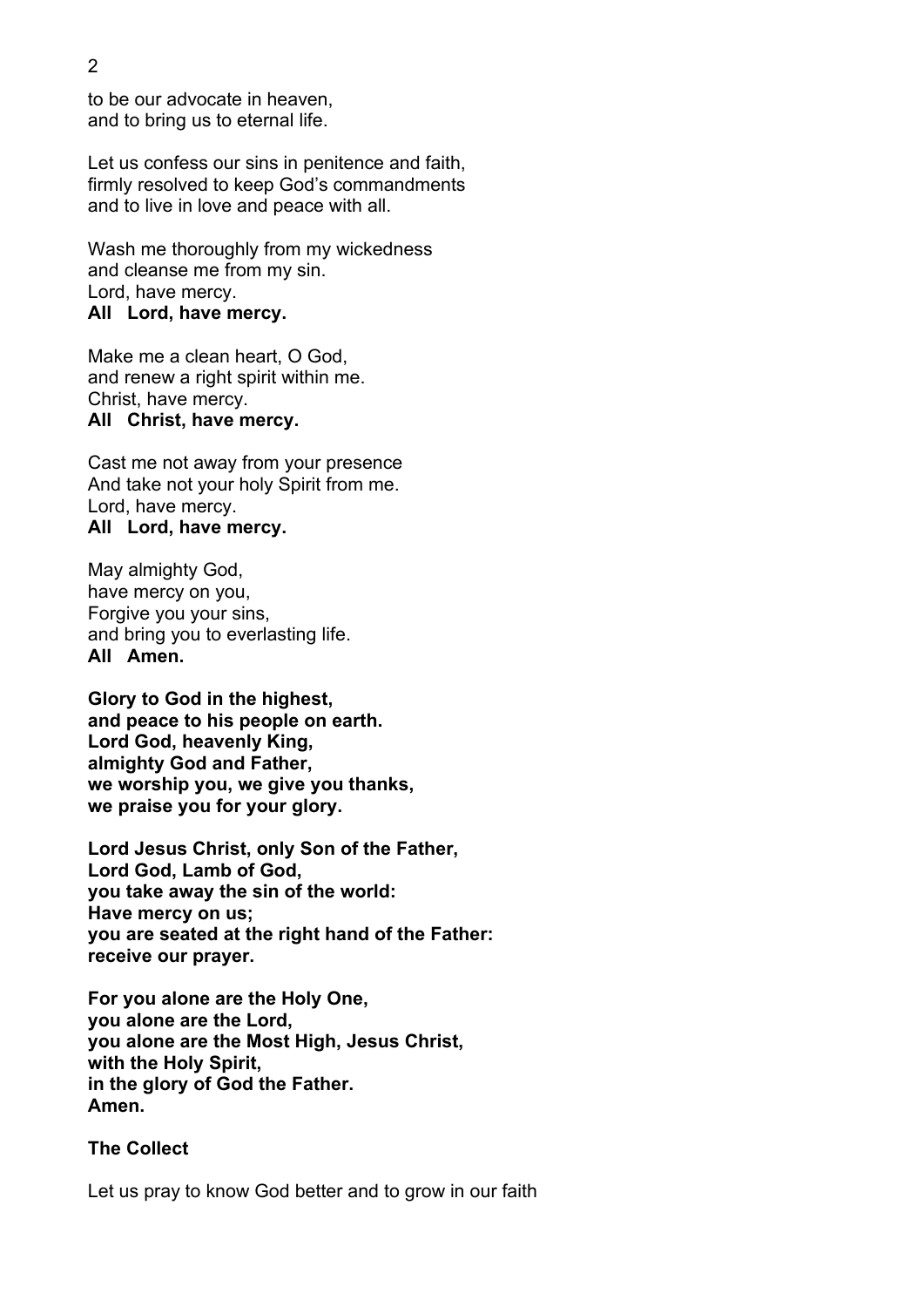to be our advocate in heaven,
and to bring us to eternal life.

Let us confess our sins in penitence and faith,
firmly resolved to keep God's commandments
and to live in love and peace with all.

Wash me thoroughly from my wickedness
and cleanse me from my sin.
Lord, have mercy.
**All Lord, have mercy.**

Make me a clean heart, O God,
and renew a right spirit within me.
Christ, have mercy.
**All Christ, have mercy.**

Cast me not away from your presence
And take not your holy Spirit from me.
Lord, have mercy.
**All Lord, have mercy.**

May almighty God,
have mercy on you,
Forgive you your sins,
and bring you to everlasting life.
**All Amen.**

**Glory to God in the highest,
and peace to his people on earth.
Lord God, heavenly King,
almighty God and Father,
we worship you, we give you thanks,
we praise you for your glory.**

**Lord Jesus Christ, only Son of the Father,
Lord God, Lamb of God,
you take away the sin of the world:
Have mercy on us;
you are seated at the right hand of the Father:
receive our prayer.**

**For you alone are the Holy One,
you alone are the Lord,
you alone are the Most High, Jesus Christ,
with the Holy Spirit,
in the glory of God the Father.
Amen.**

**The Collect**

Let us pray to know God better and to grow in our faith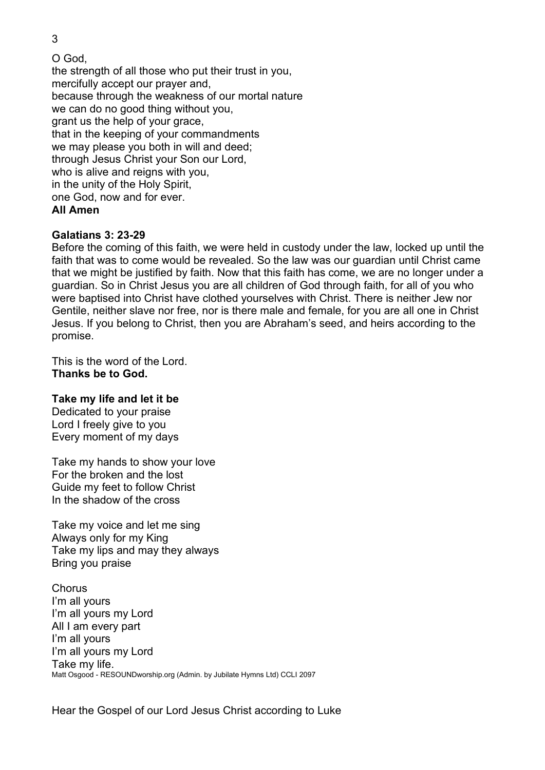O God,
the strength of all those who put their trust in you,
mercifully accept our prayer and,
because through the weakness of our mortal nature
we can do no good thing without you,
grant us the help of your grace,
that in the keeping of your commandments
we may please you both in will and deed;
through Jesus Christ your Son our Lord,
who is alive and reigns with you,
in the unity of the Holy Spirit,
one God, now and for ever.
**All Amen**

**Galatians 3: 23-29**

Before the coming of this faith, we were held in custody under the law, locked up until the faith that was to come would be revealed. So the law was our guardian until Christ came that we might be justified by faith. Now that this faith has come, we are no longer under a guardian. So in Christ Jesus you are all children of God through faith, for all of you who were baptised into Christ have clothed yourselves with Christ. There is neither Jew nor Gentile, neither slave nor free, nor is there male and female, for you are all one in Christ Jesus. If you belong to Christ, then you are Abraham's seed, and heirs according to the promise.

This is the word of the Lord.
**Thanks be to God.**

**Take my life and let it be**
Dedicated to your praise
Lord I freely give to you
Every moment of my days

Take my hands to show your love
For the broken and the lost
Guide my feet to follow Christ
In the shadow of the cross

Take my voice and let me sing
Always only for my King
Take my lips and may they always
Bring you praise

Chorus
I'm all yours
I'm all yours my Lord
All I am every part
I'm all yours
I'm all yours my Lord
Take my life.
Matt Osgood - RESOUNDworship.org (Admin. by Jubilate Hymns Ltd) CCLI 2097

Hear the Gospel of our Lord Jesus Christ according to Luke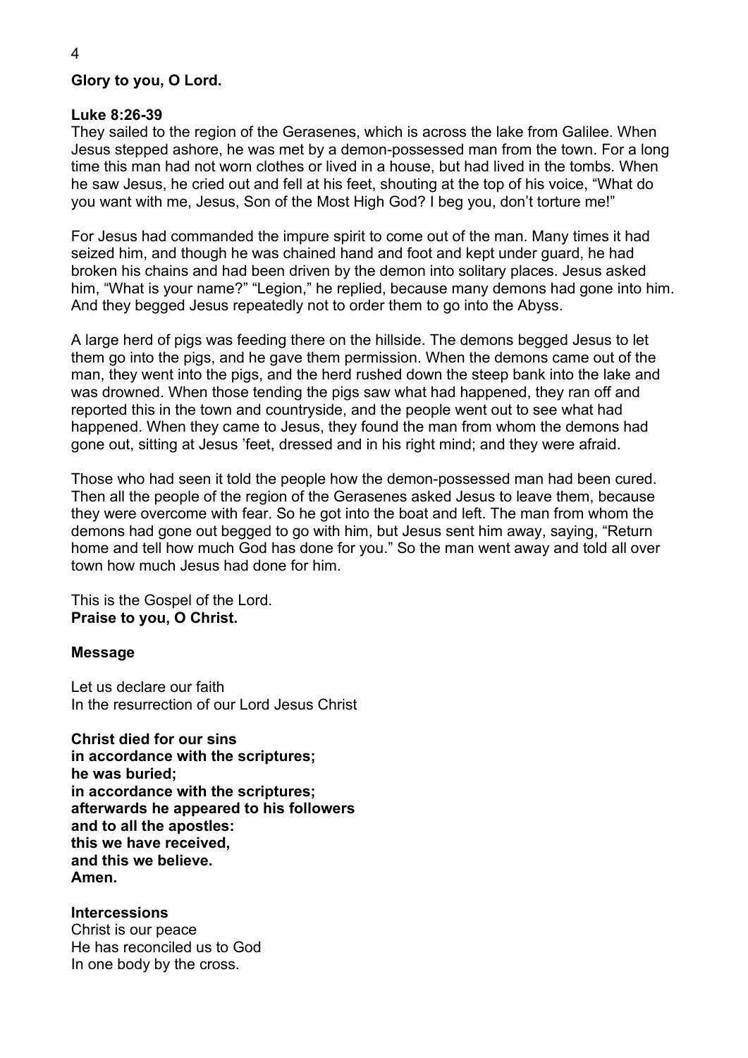**Glory to you, O Lord.**

**Luke 8:26-39**
They sailed to the region of the Gerasenes, which is across the lake from Galilee. When Jesus stepped ashore, he was met by a demon-possessed man from the town. For a long time this man had not worn clothes or lived in a house, but had lived in the tombs. When he saw Jesus, he cried out and fell at his feet, shouting at the top of his voice, "What do you want with me, Jesus, Son of the Most High God? I beg you, don't torture me!"

For Jesus had commanded the impure spirit to come out of the man. Many times it had seized him, and though he was chained hand and foot and kept under guard, he had broken his chains and had been driven by the demon into solitary places. Jesus asked him, "What is your name?" "Legion," he replied, because many demons had gone into him. And they begged Jesus repeatedly not to order them to go into the Abyss.

A large herd of pigs was feeding there on the hillside. The demons begged Jesus to let them go into the pigs, and he gave them permission. When the demons came out of the man, they went into the pigs, and the herd rushed down the steep bank into the lake and was drowned. When those tending the pigs saw what had happened, they ran off and reported this in the town and countryside, and the people went out to see what had happened. When they came to Jesus, they found the man from whom the demons had gone out, sitting at Jesus 'feet, dressed and in his right mind; and they were afraid.

Those who had seen it told the people how the demon-possessed man had been cured. Then all the people of the region of the Gerasenes asked Jesus to leave them, because they were overcome with fear. So he got into the boat and left. The man from whom the demons had gone out begged to go with him, but Jesus sent him away, saying, "Return home and tell how much God has done for you." So the man went away and told all over town how much Jesus had done for him.

This is the Gospel of the Lord.
**Praise to you, O Christ.**

**Message**

Let us declare our faith
In the resurrection of our Lord Jesus Christ

**Christ died for our sins**
**in accordance with the scriptures;**
**he was buried;**
**in accordance with the scriptures;**
**afterwards he appeared to his followers**
**and to all the apostles:**
**this we have received,**
**and this we believe.**
**Amen.**

**Intercessions**
Christ is our peace
He has reconciled us to God
In one body by the cross.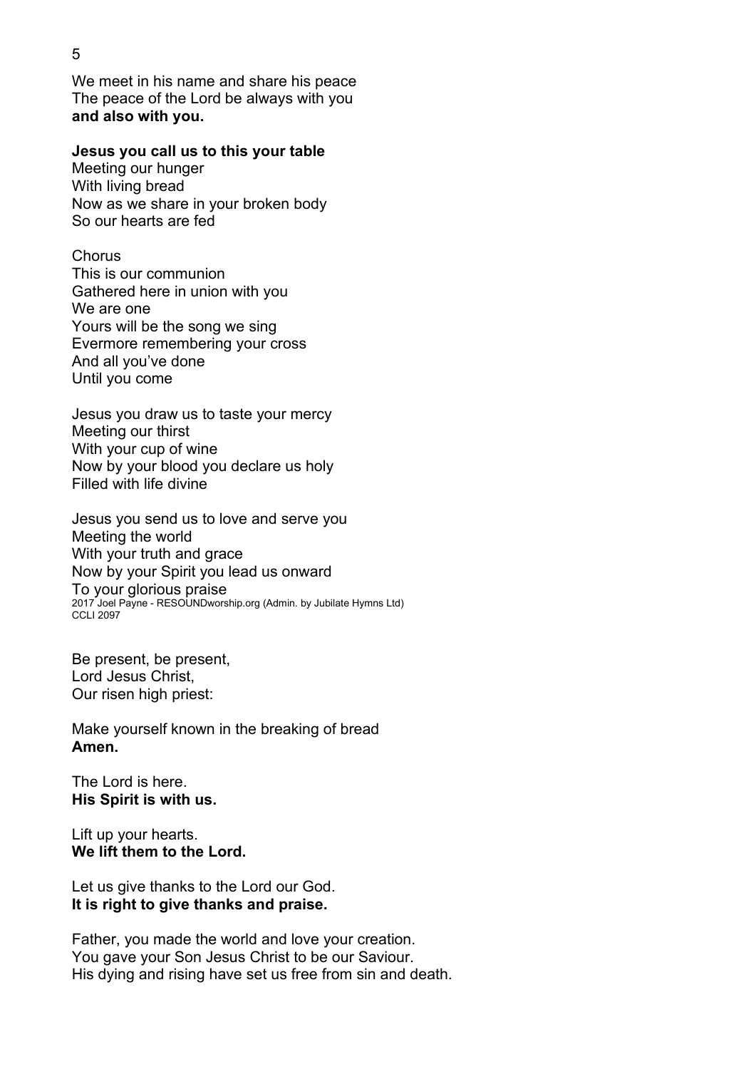We meet in his name and share his peace
The peace of the Lord be always with you
**and also with you.**

**Jesus you call us to this your table**
Meeting our hunger
With living bread
Now as we share in your broken body
So our hearts are fed

Chorus
This is our communion
Gathered here in union with you
We are one
Yours will be the song we sing
Evermore remembering your cross
And all you've done
Until you come

Jesus you draw us to taste your mercy
Meeting our thirst
With your cup of wine
Now by your blood you declare us holy
Filled with life divine

Jesus you send us to love and serve you
Meeting the world
With your truth and grace
Now by your Spirit you lead us onward
To your glorious praise
2017 Joel Payne - RESOUNDworship.org (Admin. by Jubilate Hymns Ltd)
CCLI 2097

Be present, be present,
Lord Jesus Christ,
Our risen high priest:

Make yourself known in the breaking of bread
**Amen.**

The Lord is here.
**His Spirit is with us.**

Lift up your hearts.
**We lift them to the Lord.**

Let us give thanks to the Lord our God.
**It is right to give thanks and praise.**

Father, you made the world and love your creation.
You gave your Son Jesus Christ to be our Saviour.
His dying and rising have set us free from sin and death.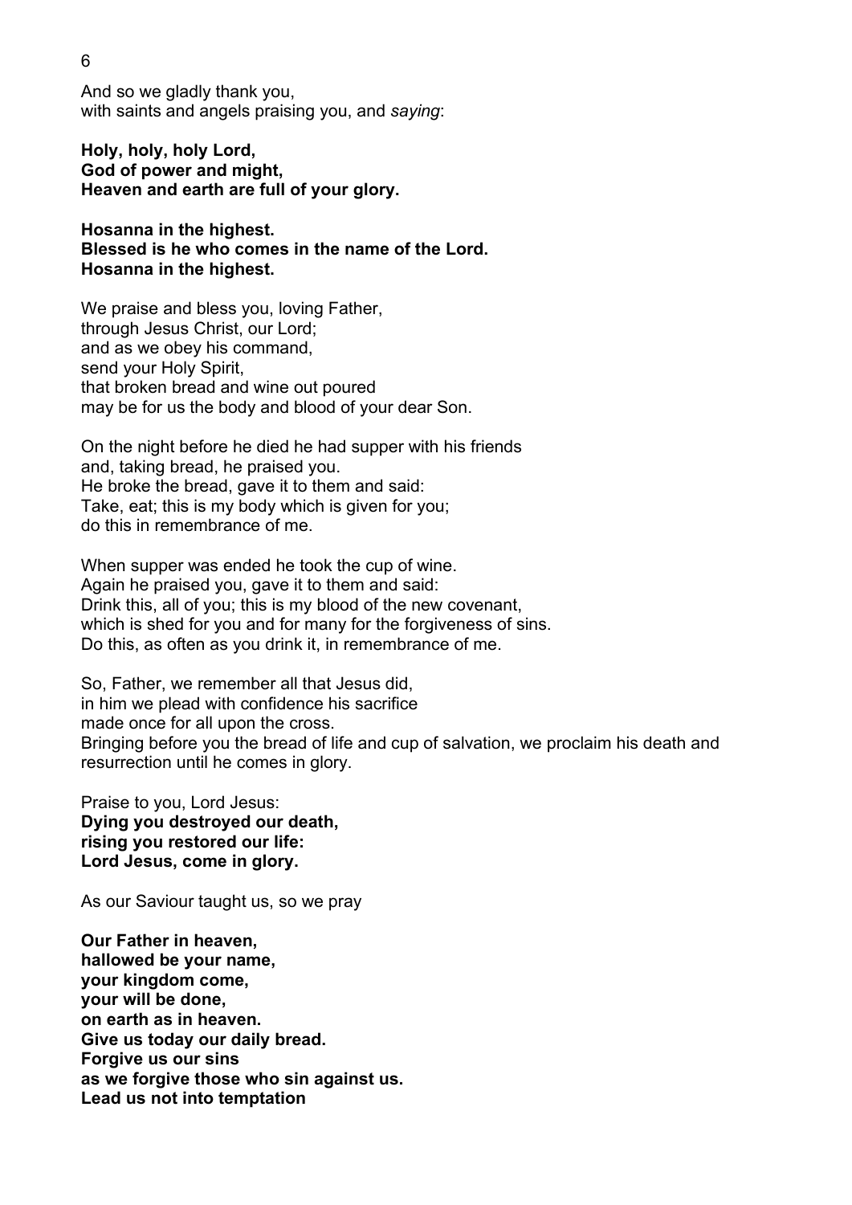And so we gladly thank you,
with saints and angels praising you, and *saying*:

**Holy, holy, holy Lord,**
**God of power and might,**
**Heaven and earth are full of your glory.**

**Hosanna in the highest.**
**Blessed is he who comes in the name of the Lord.**
**Hosanna in the highest.**

We praise and bless you, loving Father,
through Jesus Christ, our Lord;
and as we obey his command,
send your Holy Spirit,
that broken bread and wine out poured
may be for us the body and blood of your dear Son.

On the night before he died he had supper with his friends
and, taking bread, he praised you.
He broke the bread, gave it to them and said:
Take, eat; this is my body which is given for you;
do this in remembrance of me.

When supper was ended he took the cup of wine.
Again he praised you, gave it to them and said:
Drink this, all of you; this is my blood of the new covenant,
which is shed for you and for many for the forgiveness of sins.
Do this, as often as you drink it, in remembrance of me.

So, Father, we remember all that Jesus did,
in him we plead with confidence his sacrifice
made once for all upon the cross.
Bringing before you the bread of life and cup of salvation, we proclaim his death and resurrection until he comes in glory.

Praise to you, Lord Jesus:
**Dying you destroyed our death,**
**rising you restored our life:**
**Lord Jesus, come in glory.**

As our Saviour taught us, so we pray

**Our Father in heaven,**
**hallowed be your name,**
**your kingdom come,**
**your will be done,**
**on earth as in heaven.**
**Give us today our daily bread.**
**Forgive us our sins**
**as we forgive those who sin against us.**
**Lead us not into temptation**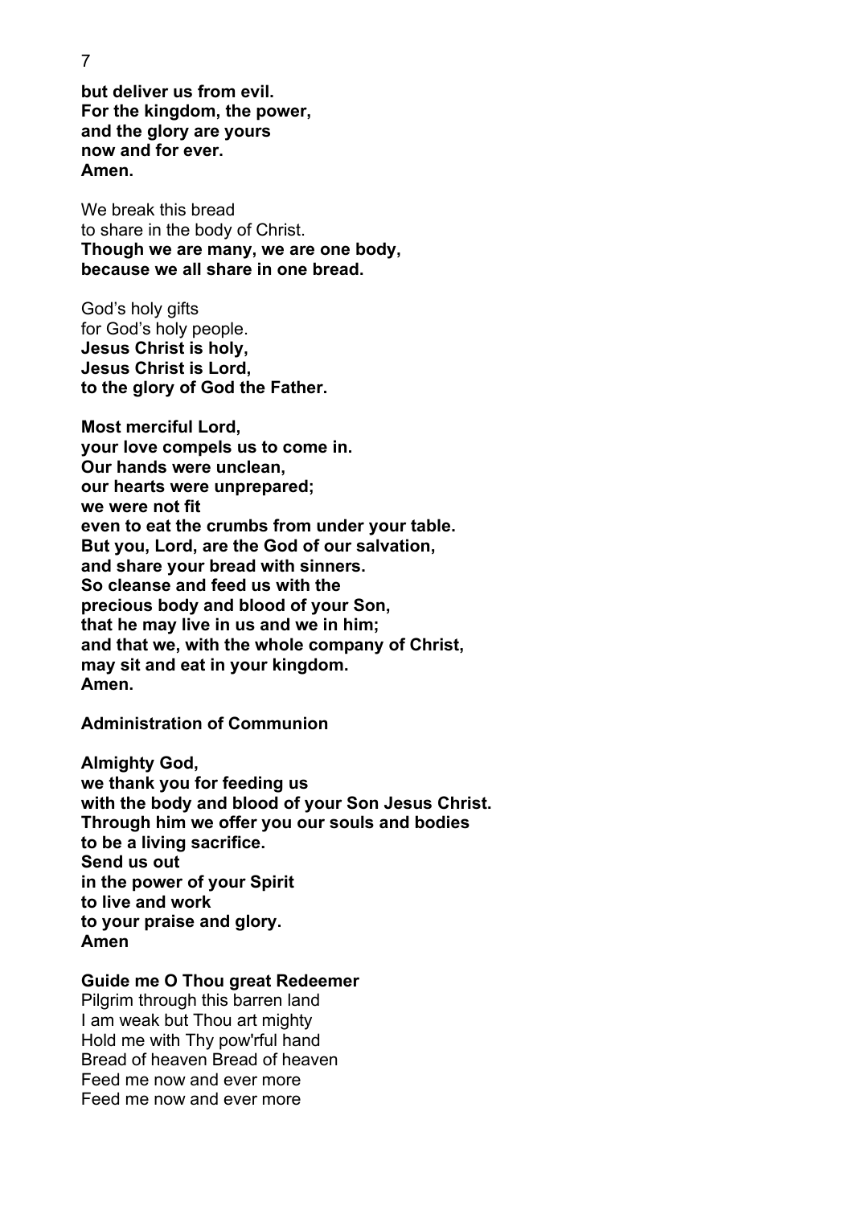**but deliver us from evil.**
**For the kingdom, the power,**
**and the glory are yours**
**now and for ever.**
**Amen.**

We break this bread
to share in the body of Christ.
**Though we are many, we are one body,**
**because we all share in one bread.**

God's holy gifts
for God's holy people.
**Jesus Christ is holy,**
**Jesus Christ is Lord,**
**to the glory of God the Father.**

**Most merciful Lord,**
**your love compels us to come in.**
**Our hands were unclean,**
**our hearts were unprepared;**
**we were not fit**
**even to eat the crumbs from under your table.**
**But you, Lord, are the God of our salvation,**
**and share your bread with sinners.**
**So cleanse and feed us with the**
**precious body and blood of your Son,**
**that he may live in us and we in him;**
**and that we, with the whole company of Christ,**
**may sit and eat in your kingdom.**
**Amen.**

**Administration of Communion**

**Almighty God,**
**we thank you for feeding us**
**with the body and blood of your Son Jesus Christ.**
**Through him we offer you our souls and bodies**
**to be a living sacrifice.**
**Send us out**
**in the power of your Spirit**
**to live and work**
**to your praise and glory.**
**Amen**

**Guide me O Thou great Redeemer**
Pilgrim through this barren land
I am weak but Thou art mighty
Hold me with Thy pow'rful hand
Bread of heaven Bread of heaven
Feed me now and ever more
Feed me now and ever more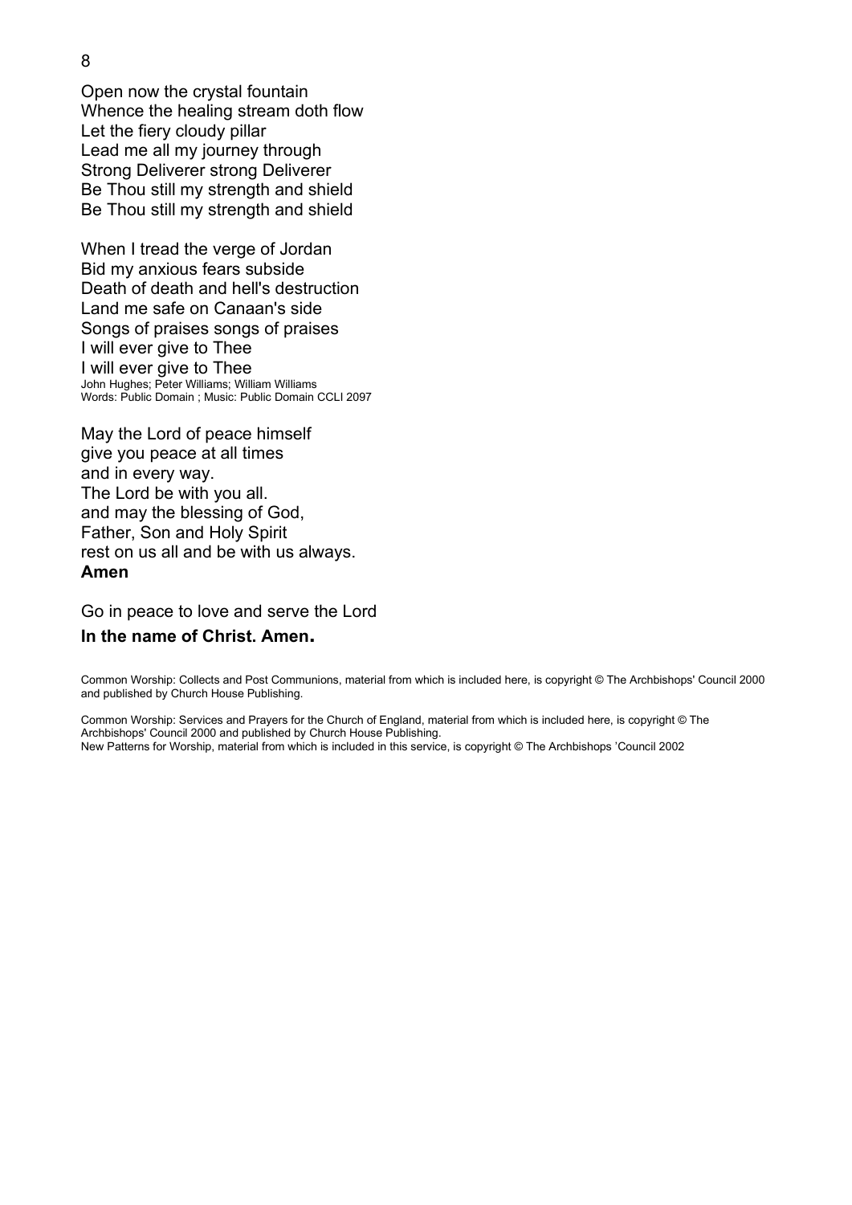Open now the crystal fountain
Whence the healing stream doth flow
Let the fiery cloudy pillar
Lead me all my journey through
Strong Deliverer strong Deliverer
Be Thou still my strength and shield
Be Thou still my strength and shield

When I tread the verge of Jordan
Bid my anxious fears subside
Death of death and hell's destruction
Land me safe on Canaan's side
Songs of praises songs of praises
I will ever give to Thee
I will ever give to Thee
John Hughes; Peter Williams; William Williams
Words: Public Domain ; Music: Public Domain CCLI 2097

May the Lord of peace himself
give you peace at all times
and in every way.
The Lord be with you all.
and may the blessing of God,
Father, Son and Holy Spirit
rest on us all and be with us always.
**Amen**

Go in peace to love and serve the Lord
**In the name of Christ. Amen.**

Common Worship: Collects and Post Communions, material from which is included here, is copyright © The Archbishops' Council 2000 and published by Church House Publishing.

Common Worship: Services and Prayers for the Church of England, material from which is included here, is copyright © The Archbishops' Council 2000 and published by Church House Publishing.
New Patterns for Worship, material from which is included in this service, is copyright © The Archbishops 'Council 2002